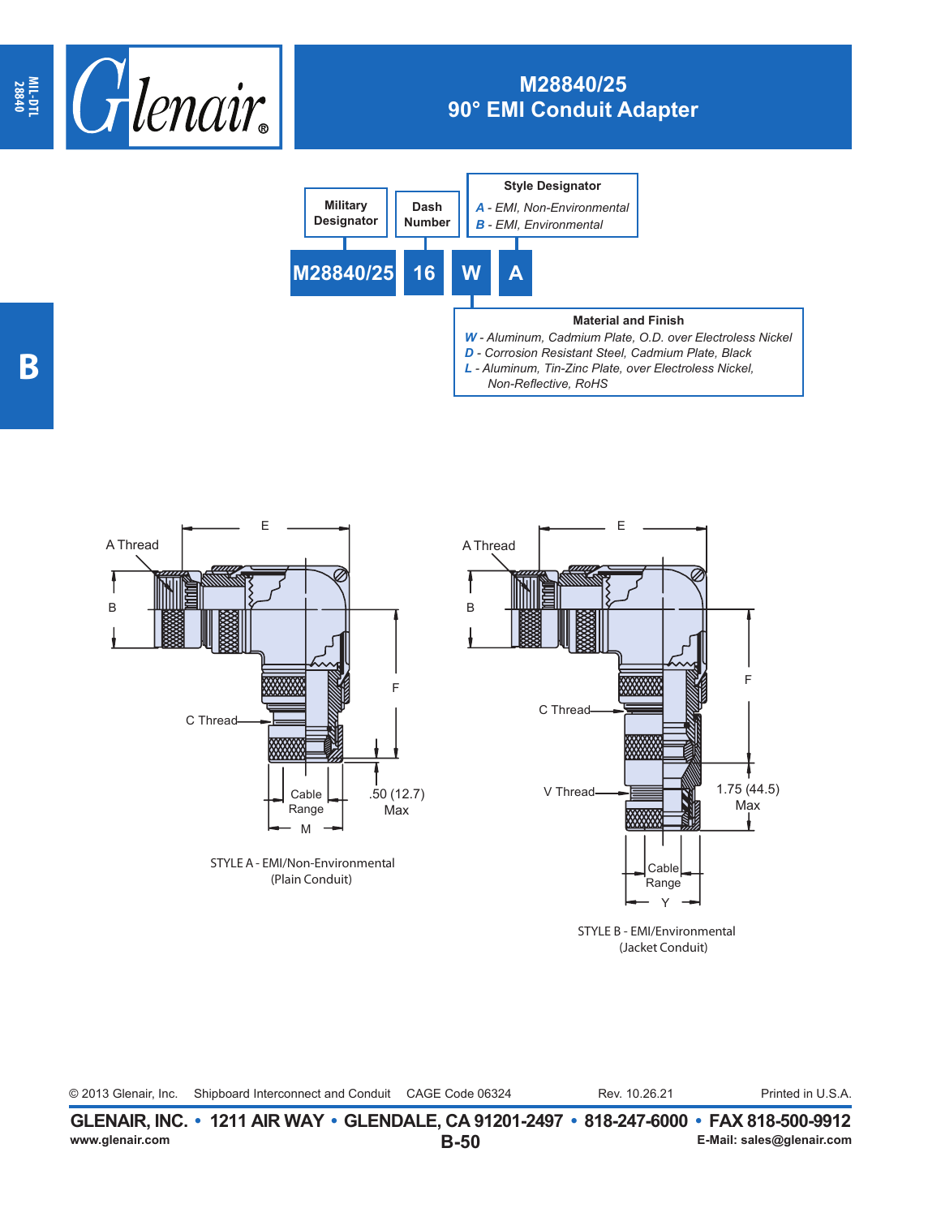# M28840/25
## 90° EMI Conduit Adapter

**M28840/25 16 W A**

**Military Designator** — M28840/25

**Dash Number** — 16

**Style Designator**
- *A - EMI, Non-Environmental*
- *B - EMI, Environmental*

**Material and Finish**
- *W - Aluminum, Cadmium Plate, O.D. over Electroless Nickel*
- *D - Corrosion Resistant Steel, Cadmium Plate, Black*
- *L - Aluminum, Tin-Zinc Plate, over Electroless Nickel, Non-Reflective, RoHS*

A Thread, B, E, F, C Thread, Cable Range, M, .50 (12.7) Max

STYLE A - EMI/Non-Environmental
(Plain Conduit)

A Thread, B, E, F, C Thread, V Thread, 1.75 (44.5) Max, Cable Range, Y

STYLE B - EMI/Environmental
(Jacket Conduit)

© 2013 Glenair, Inc. Shipboard Interconnect and Conduit CAGE Code 06324 Rev. 10.26.21 Printed in U.S.A.

**GLENAIR, INC. • 1211 AIR WAY • GLENDALE, CA 91201-2497 • 818-247-6000 • FAX 818-500-9912**
www.glenair.com E-Mail: sales@glenair.com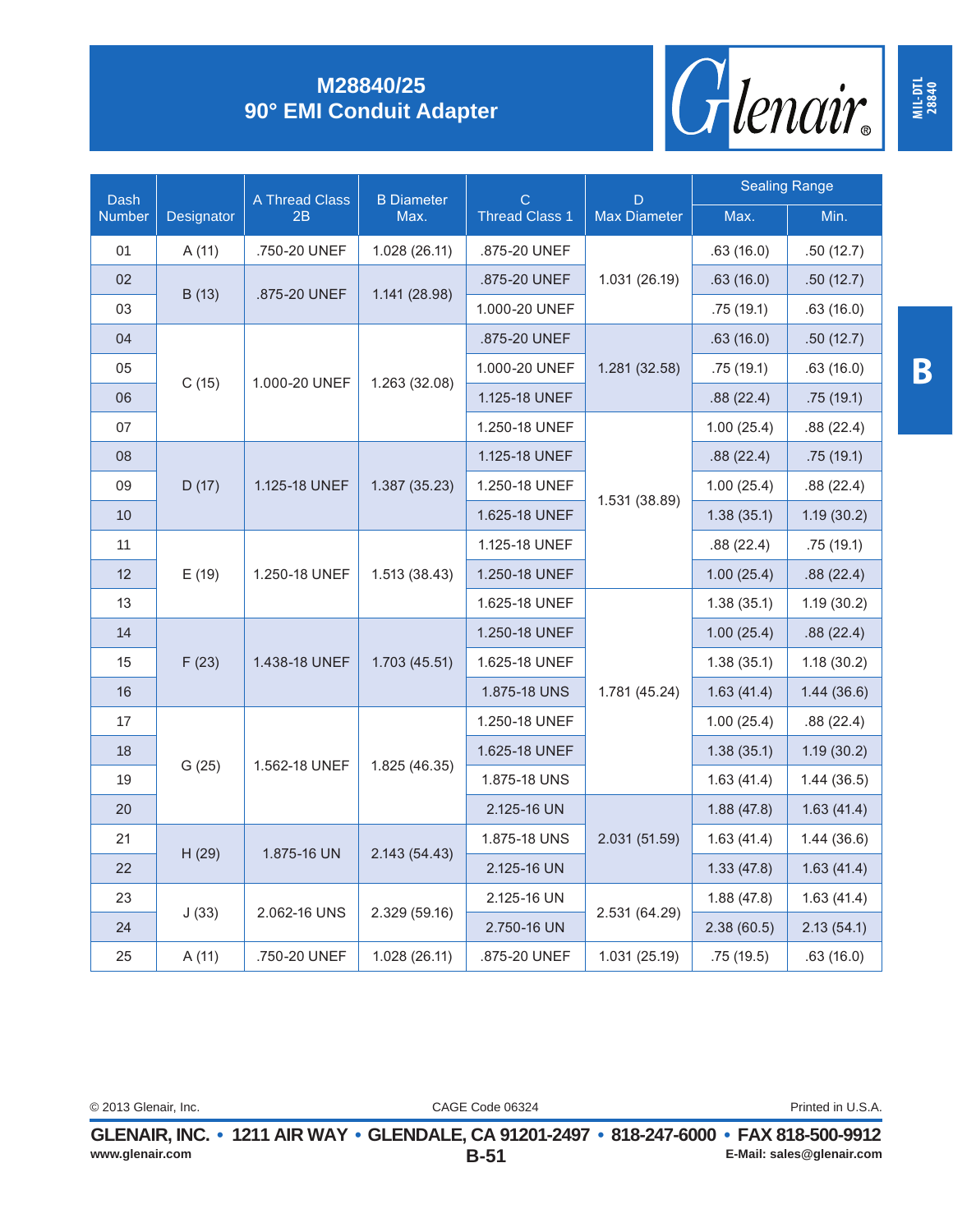# M28840/25
## 90° EMI Conduit Adapter

| Dash Number | Designator | A Thread Class 2B | B Diameter Max. | C Thread Class 1 | D Max Diameter | Sealing Range Max. | Sealing Range Min. |
|---|---|---|---|---|---|---|---|
| 01 | A (11) | .750-20 UNEF | 1.028 (26.11) | .875-20 UNEF | 1.031 (26.19) | .63 (16.0) | .50 (12.7) |
| 02 | B (13) | .875-20 UNEF | 1.141 (28.98) | .875-20 UNEF | 1.031 (26.19) | .63 (16.0) | .50 (12.7) |
| 03 | B (13) | .875-20 UNEF | 1.141 (28.98) | 1.000-20 UNEF | 1.031 (26.19) | .75 (19.1) | .63 (16.0) |
| 04 | C (15) | 1.000-20 UNEF | 1.263 (32.08) | .875-20 UNEF | 1.281 (32.58) | .63 (16.0) | .50 (12.7) |
| 05 | C (15) | 1.000-20 UNEF | 1.263 (32.08) | 1.000-20 UNEF | 1.281 (32.58) | .75 (19.1) | .63 (16.0) |
| 06 | C (15) | 1.000-20 UNEF | 1.263 (32.08) | 1.125-18 UNEF | 1.281 (32.58) | .88 (22.4) | .75 (19.1) |
| 07 | C (15) | 1.000-20 UNEF | 1.263 (32.08) | 1.250-18 UNEF | 1.531 (38.89) | 1.00 (25.4) | .88 (22.4) |
| 08 | D (17) | 1.125-18 UNEF | 1.387 (35.23) | 1.125-18 UNEF | 1.531 (38.89) | .88 (22.4) | .75 (19.1) |
| 09 | D (17) | 1.125-18 UNEF | 1.387 (35.23) | 1.250-18 UNEF | 1.531 (38.89) | 1.00 (25.4) | .88 (22.4) |
| 10 | D (17) | 1.125-18 UNEF | 1.387 (35.23) | 1.625-18 UNEF | 1.531 (38.89) | 1.38 (35.1) | 1.19 (30.2) |
| 11 | E (19) | 1.250-18 UNEF | 1.513 (38.43) | 1.125-18 UNEF | 1.531 (38.89) | .88 (22.4) | .75 (19.1) |
| 12 | E (19) | 1.250-18 UNEF | 1.513 (38.43) | 1.250-18 UNEF | 1.531 (38.89) | 1.00 (25.4) | .88 (22.4) |
| 13 | E (19) | 1.250-18 UNEF | 1.513 (38.43) | 1.625-18 UNEF | 1.781 (45.24) | 1.38 (35.1) | 1.19 (30.2) |
| 14 | F (23) | 1.438-18 UNEF | 1.703 (45.51) | 1.250-18 UNEF | 1.781 (45.24) | 1.00 (25.4) | .88 (22.4) |
| 15 | F (23) | 1.438-18 UNEF | 1.703 (45.51) | 1.625-18 UNEF | 1.781 (45.24) | 1.38 (35.1) | 1.18 (30.2) |
| 16 | F (23) | 1.438-18 UNEF | 1.703 (45.51) | 1.875-18 UNS | 1.781 (45.24) | 1.63 (41.4) | 1.44 (36.6) |
| 17 | G (25) | 1.562-18 UNEF | 1.825 (46.35) | 1.250-18 UNEF | 1.781 (45.24) | 1.00 (25.4) | .88 (22.4) |
| 18 | G (25) | 1.562-18 UNEF | 1.825 (46.35) | 1.625-18 UNEF | 1.781 (45.24) | 1.38 (35.1) | 1.19 (30.2) |
| 19 | G (25) | 1.562-18 UNEF | 1.825 (46.35) | 1.875-18 UNS | 1.781 (45.24) | 1.63 (41.4) | 1.44 (36.5) |
| 20 | G (25) | 1.562-18 UNEF | 1.825 (46.35) | 2.125-16 UN | 2.031 (51.59) | 1.88 (47.8) | 1.63 (41.4) |
| 21 | H (29) | 1.875-16 UN | 2.143 (54.43) | 1.875-18 UNS | 2.031 (51.59) | 1.63 (41.4) | 1.44 (36.6) |
| 22 | H (29) | 1.875-16 UN | 2.143 (54.43) | 2.125-16 UN | 2.031 (51.59) | 1.33 (47.8) | 1.63 (41.4) |
| 23 | J (33) | 2.062-16 UNS | 2.329 (59.16) | 2.125-16 UN | 2.531 (64.29) | 1.88 (47.8) | 1.63 (41.4) |
| 24 | J (33) | 2.062-16 UNS | 2.329 (59.16) | 2.750-16 UN | 2.531 (64.29) | 2.38 (60.5) | 2.13 (54.1) |
| 25 | A (11) | .750-20 UNEF | 1.028 (26.11) | .875-20 UNEF | 1.031 (25.19) | .75 (19.5) | .63 (16.0) |

© 2013 Glenair, Inc. CAGE Code 06324 Printed in U.S.A.

**GLENAIR, INC. • 1211 AIR WAY • GLENDALE, CA 91201-2497 • 818-247-6000 • FAX 818-500-9912**
www.glenair.com E-Mail: sales@glenair.com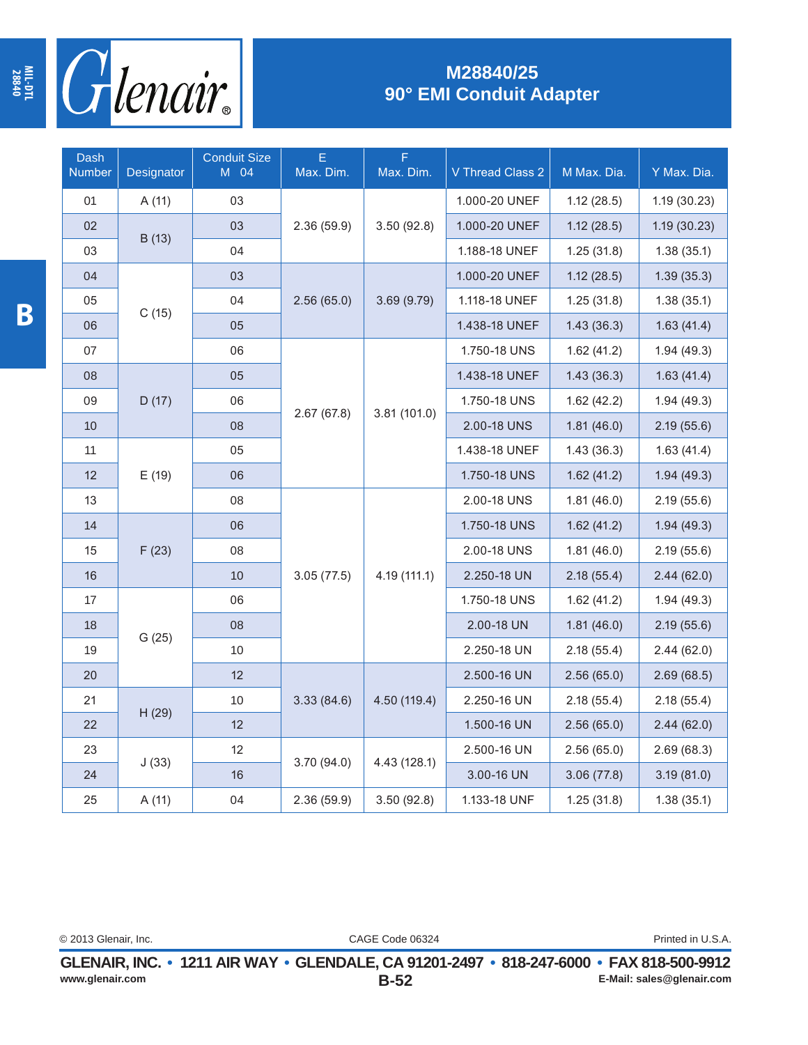# M28840/25
# 90° EMI Conduit Adapter

| Dash Number | Designator | Conduit Size M 04 | E Max. Dim. | F Max. Dim. | V Thread Class 2 | M Max. Dia. | Y Max. Dia. |
|---|---|---|---|---|---|---|---|
| 01 | A (11) | 03 | 2.36 (59.9) | 3.50 (92.8) | 1.000-20 UNEF | 1.12 (28.5) | 1.19 (30.23) |
| 02 | B (13) | 03 | | | 1.000-20 UNEF | 1.12 (28.5) | 1.19 (30.23) |
| 03 | | 04 | | | 1.188-18 UNEF | 1.25 (31.8) | 1.38 (35.1) |
| 04 | C (15) | 03 | 2.56 (65.0) | 3.69 (9.79) | 1.000-20 UNEF | 1.12 (28.5) | 1.39 (35.3) |
| 05 | | 04 | | | 1.118-18 UNEF | 1.25 (31.8) | 1.38 (35.1) |
| 06 | | 05 | | | 1.438-18 UNEF | 1.43 (36.3) | 1.63 (41.4) |
| 07 | | 06 | 2.67 (67.8) | 3.81 (101.0) | 1.750-18 UNS | 1.62 (41.2) | 1.94 (49.3) |
| 08 | D (17) | 05 | | | 1.438-18 UNEF | 1.43 (36.3) | 1.63 (41.4) |
| 09 | | 06 | | | 1.750-18 UNS | 1.62 (42.2) | 1.94 (49.3) |
| 10 | | 08 | | | 2.00-18 UNS | 1.81 (46.0) | 2.19 (55.6) |
| 11 | E (19) | 05 | | | 1.438-18 UNEF | 1.43 (36.3) | 1.63 (41.4) |
| 12 | | 06 | | | 1.750-18 UNS | 1.62 (41.2) | 1.94 (49.3) |
| 13 | | 08 | 3.05 (77.5) | 4.19 (111.1) | 2.00-18 UNS | 1.81 (46.0) | 2.19 (55.6) |
| 14 | F (23) | 06 | | | 1.750-18 UNS | 1.62 (41.2) | 1.94 (49.3) |
| 15 | | 08 | | | 2.00-18 UNS | 1.81 (46.0) | 2.19 (55.6) |
| 16 | | 10 | | | 2.250-18 UN | 2.18 (55.4) | 2.44 (62.0) |
| 17 | G (25) | 06 | | | 1.750-18 UNS | 1.62 (41.2) | 1.94 (49.3) |
| 18 | | 08 | | | 2.00-18 UN | 1.81 (46.0) | 2.19 (55.6) |
| 19 | | 10 | | | 2.250-18 UN | 2.18 (55.4) | 2.44 (62.0) |
| 20 | | 12 | 3.33 (84.6) | 4.50 (119.4) | 2.500-16 UN | 2.56 (65.0) | 2.69 (68.5) |
| 21 | H (29) | 10 | | | 2.250-16 UN | 2.18 (55.4) | 2.18 (55.4) |
| 22 | | 12 | | | 1.500-16 UN | 2.56 (65.0) | 2.44 (62.0) |
| 23 | J (33) | 12 | 3.70 (94.0) | 4.43 (128.1) | 2.500-16 UN | 2.56 (65.0) | 2.69 (68.3) |
| 24 | | 16 | | | 3.00-16 UN | 3.06 (77.8) | 3.19 (81.0) |
| 25 | A (11) | 04 | 2.36 (59.9) | 3.50 (92.8) | 1.133-18 UNF | 1.25 (31.8) | 1.38 (35.1) |